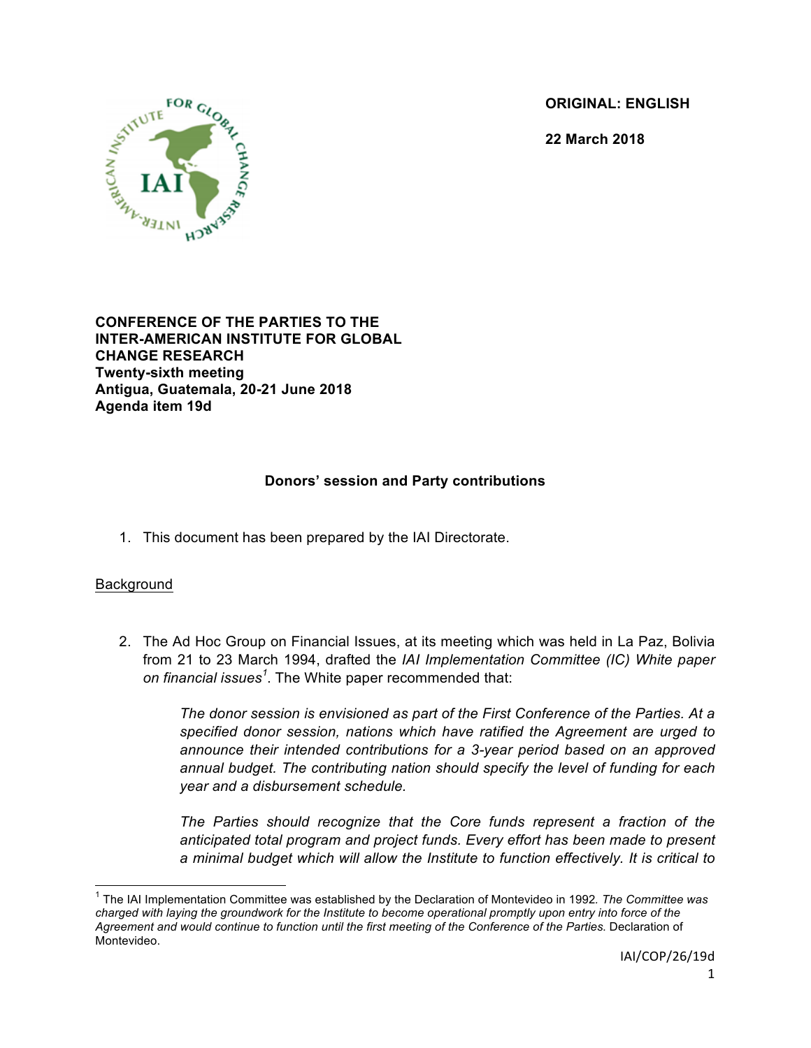**ORIGINAL: ENGLISH**

**22 March 2018**

**CONFERENCE OF THE PARTIES TO THE INTER-AMERICAN INSTITUTE FOR GLOBAL CHANGE RESEARCH**
**Twenty-sixth meeting**
**Antigua, Guatemala, 20-21 June 2018**
**Agenda item 19d**

## Donors' session and Party contributions

1. This document has been prepared by the IAI Directorate.

Background

2. The Ad Hoc Group on Financial Issues, at its meeting which was held in La Paz, Bolivia from 21 to 23 March 1994, drafted the *IAI Implementation Committee (IC) White paper on financial issues*[1]. The White paper recommended that:

   *The donor session is envisioned as part of the First Conference of the Parties. At a specified donor session, nations which have ratified the Agreement are urged to announce their intended contributions for a 3-year period based on an approved annual budget. The contributing nation should specify the level of funding for each year and a disbursement schedule.*

   *The Parties should recognize that the Core funds represent a fraction of the anticipated total program and project funds. Every effort has been made to present a minimal budget which will allow the Institute to function effectively. It is critical to*

---

[1] The IAI Implementation Committee was established by the Declaration of Montevideo in 1992. *The Committee was charged with laying the groundwork for the Institute to become operational promptly upon entry into force of the Agreement and would continue to function until the first meeting of the Conference of the Parties.* Declaration of Montevideo.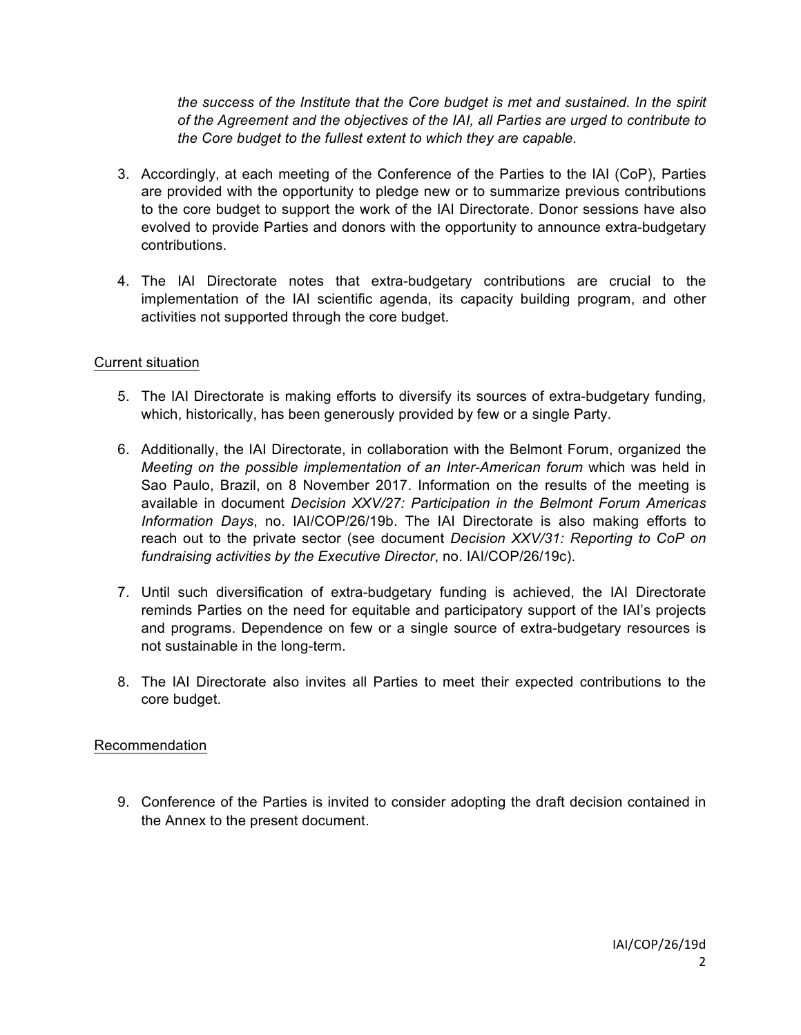*the success of the Institute that the Core budget is met and sustained. In the spirit of the Agreement and the objectives of the IAI, all Parties are urged to contribute to the Core budget to the fullest extent to which they are capable.*

3. Accordingly, at each meeting of the Conference of the Parties to the IAI (CoP), Parties are provided with the opportunity to pledge new or to summarize previous contributions to the core budget to support the work of the IAI Directorate. Donor sessions have also evolved to provide Parties and donors with the opportunity to announce extra-budgetary contributions.

4. The IAI Directorate notes that extra-budgetary contributions are crucial to the implementation of the IAI scientific agenda, its capacity building program, and other activities not supported through the core budget.

Current situation

5. The IAI Directorate is making efforts to diversify its sources of extra-budgetary funding, which, historically, has been generously provided by few or a single Party.

6. Additionally, the IAI Directorate, in collaboration with the Belmont Forum, organized the *Meeting on the possible implementation of an Inter-American forum* which was held in Sao Paulo, Brazil, on 8 November 2017. Information on the results of the meeting is available in document *Decision XXV/27: Participation in the Belmont Forum Americas Information Days*, no. IAI/COP/26/19b. The IAI Directorate is also making efforts to reach out to the private sector (see document *Decision XXV/31: Reporting to CoP on fundraising activities by the Executive Director*, no. IAI/COP/26/19c).

7. Until such diversification of extra-budgetary funding is achieved, the IAI Directorate reminds Parties on the need for equitable and participatory support of the IAI's projects and programs. Dependence on few or a single source of extra-budgetary resources is not sustainable in the long-term.

8. The IAI Directorate also invites all Parties to meet their expected contributions to the core budget.

Recommendation

9. Conference of the Parties is invited to consider adopting the draft decision contained in the Annex to the present document.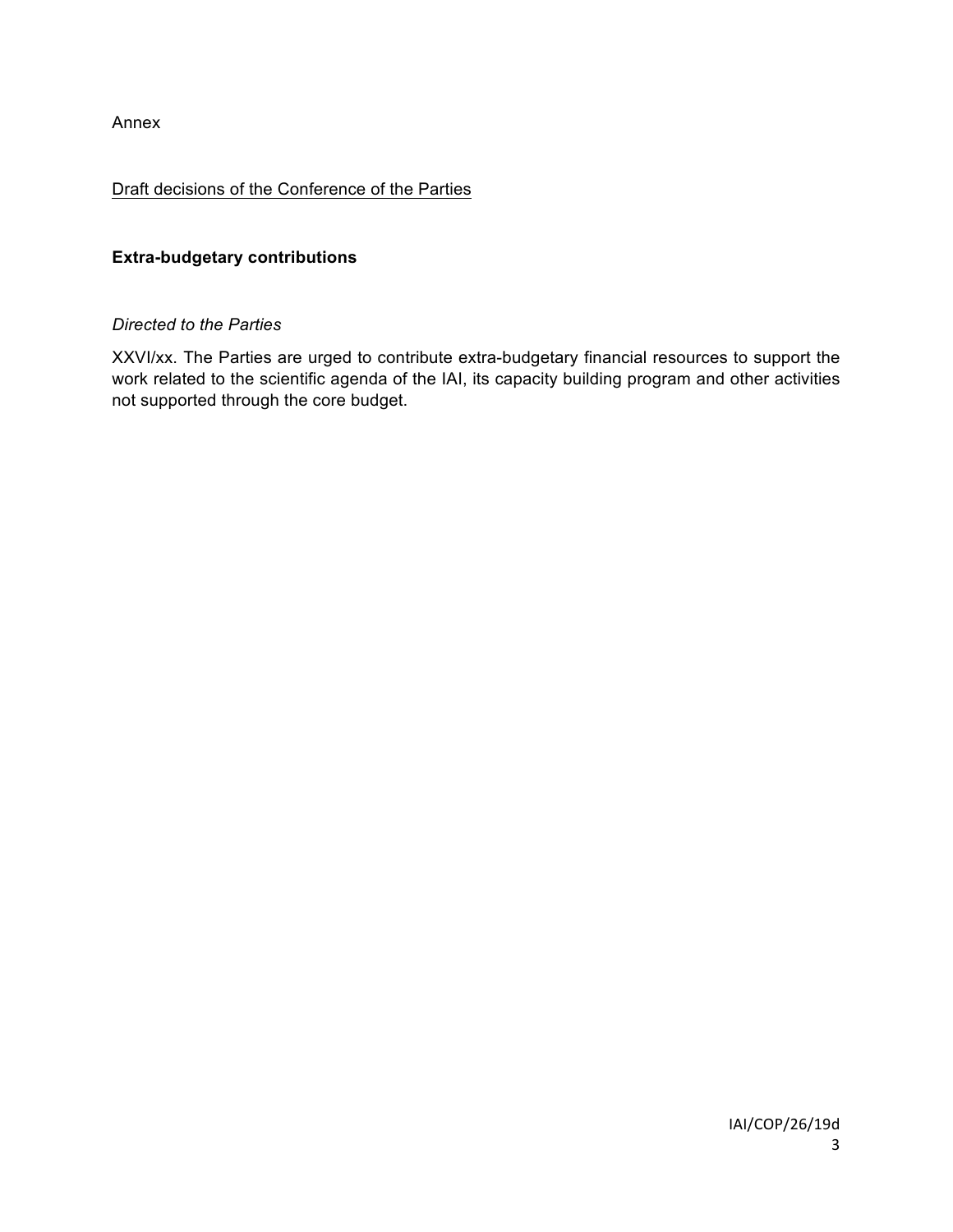Annex

Draft decisions of the Conference of the Parties

**Extra-budgetary contributions**

*Directed to the Parties*

XXVI/xx. The Parties are urged to contribute extra-budgetary financial resources to support the work related to the scientific agenda of the IAI, its capacity building program and other activities not supported through the core budget.